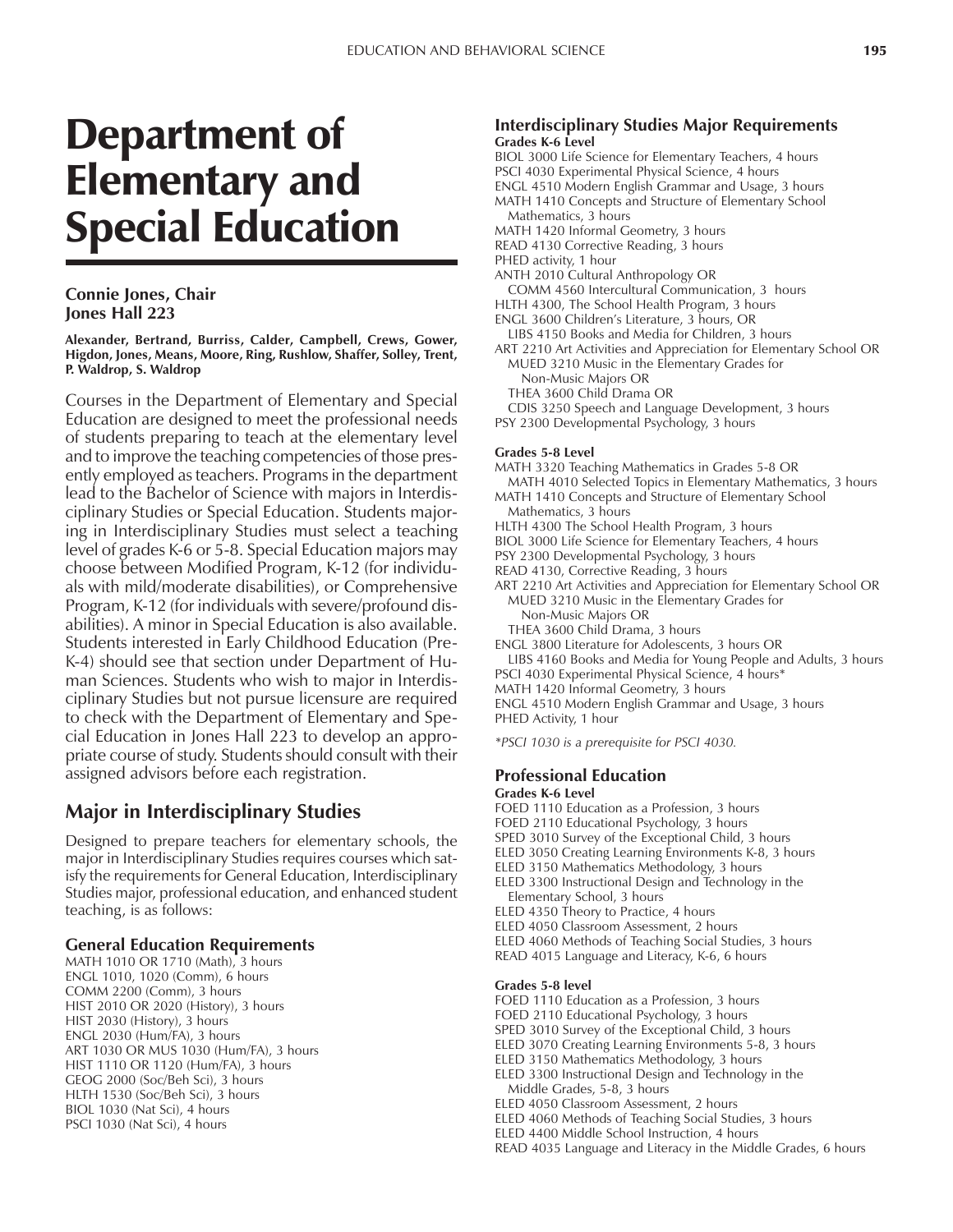# Department of Elementary and Special Education

**Connie Jones, Chair**
**Jones Hall 223**

**Alexander, Bertrand, Burriss, Calder, Campbell, Crews, Gower, Higdon, Jones, Means, Moore, Ring, Rushlow, Shaffer, Solley, Trent, P. Waldrop, S. Waldrop**

Courses in the Department of Elementary and Special Education are designed to meet the professional needs of students preparing to teach at the elementary level and to improve the teaching competencies of those presently employed as teachers. Programs in the department lead to the Bachelor of Science with majors in Interdisciplinary Studies or Special Education. Students majoring in Interdisciplinary Studies must select a teaching level of grades K-6 or 5-8. Special Education majors may choose between Modified Program, K-12 (for individuals with mild/moderate disabilities), or Comprehensive Program, K-12 (for individuals with severe/profound disabilities). A minor in Special Education is also available. Students interested in Early Childhood Education (Pre-K-4) should see that section under Department of Human Sciences. Students who wish to major in Interdisciplinary Studies but not pursue licensure are required to check with the Department of Elementary and Special Education in Jones Hall 223 to develop an appropriate course of study. Students should consult with their assigned advisors before each registration.

## Major in Interdisciplinary Studies

Designed to prepare teachers for elementary schools, the major in Interdisciplinary Studies requires courses which satisfy the requirements for General Education, Interdisciplinary Studies major, professional education, and enhanced student teaching, is as follows:

### General Education Requirements

MATH 1010 OR 1710 (Math), 3 hours
ENGL 1010, 1020 (Comm), 6 hours
COMM 2200 (Comm), 3 hours
HIST 2010 OR 2020 (History), 3 hours
HIST 2030 (History), 3 hours
ENGL 2030 (Hum/FA), 3 hours
ART 1030 OR MUS 1030 (Hum/FA), 3 hours
HIST 1110 OR 1120 (Hum/FA), 3 hours
GEOG 2000 (Soc/Beh Sci), 3 hours
HLTH 1530 (Soc/Beh Sci), 3 hours
BIOL 1030 (Nat Sci), 4 hours
PSCI 1030 (Nat Sci), 4 hours

### Interdisciplinary Studies Major Requirements

**Grades K-6 Level**

BIOL 3000 Life Science for Elementary Teachers, 4 hours
PSCI 4030 Experimental Physical Science, 4 hours
ENGL 4510 Modern English Grammar and Usage, 3 hours
MATH 1410 Concepts and Structure of Elementary School Mathematics, 3 hours
MATH 1420 Informal Geometry, 3 hours
READ 4130 Corrective Reading, 3 hours
PHED activity, 1 hour
ANTH 2010 Cultural Anthropology OR
COMM 4560 Intercultural Communication, 3 hours
HLTH 4300, The School Health Program, 3 hours
ENGL 3600 Children's Literature, 3 hours, OR
LIBS 4150 Books and Media for Children, 3 hours
ART 2210 Art Activities and Appreciation for Elementary School OR
MUED 3210 Music in the Elementary Grades for Non-Music Majors OR
THEA 3600 Child Drama OR
CDIS 3250 Speech and Language Development, 3 hours
PSY 2300 Developmental Psychology, 3 hours

**Grades 5-8 Level**

MATH 3320 Teaching Mathematics in Grades 5-8 OR
MATH 4010 Selected Topics in Elementary Mathematics, 3 hours
MATH 1410 Concepts and Structure of Elementary School Mathematics, 3 hours
HLTH 4300 The School Health Program, 3 hours
BIOL 3000 Life Science for Elementary Teachers, 4 hours
PSY 2300 Developmental Psychology, 3 hours
READ 4130, Corrective Reading, 3 hours
ART 2210 Art Activities and Appreciation for Elementary School OR
MUED 3210 Music in the Elementary Grades for Non-Music Majors OR
THEA 3600 Child Drama, 3 hours
ENGL 3800 Literature for Adolescents, 3 hours OR
LIBS 4160 Books and Media for Young People and Adults, 3 hours
PSCI 4030 Experimental Physical Science, 4 hours*
MATH 1420 Informal Geometry, 3 hours
ENGL 4510 Modern English Grammar and Usage, 3 hours
PHED Activity, 1 hour

*\*PSCI 1030 is a prerequisite for PSCI 4030.*

### Professional Education

**Grades K-6 Level**

FOED 1110 Education as a Profession, 3 hours
FOED 2110 Educational Psychology, 3 hours
SPED 3010 Survey of the Exceptional Child, 3 hours
ELED 3050 Creating Learning Environments K-8, 3 hours
ELED 3150 Mathematics Methodology, 3 hours
ELED 3300 Instructional Design and Technology in the Elementary School, 3 hours
ELED 4350 Theory to Practice, 4 hours
ELED 4050 Classroom Assessment, 2 hours
ELED 4060 Methods of Teaching Social Studies, 3 hours
READ 4015 Language and Literacy, K-6, 6 hours

**Grades 5-8 level**

FOED 1110 Education as a Profession, 3 hours
FOED 2110 Educational Psychology, 3 hours
SPED 3010 Survey of the Exceptional Child, 3 hours
ELED 3070 Creating Learning Environments 5-8, 3 hours
ELED 3150 Mathematics Methodology, 3 hours
ELED 3300 Instructional Design and Technology in the Middle Grades, 5-8, 3 hours
ELED 4050 Classroom Assessment, 2 hours
ELED 4060 Methods of Teaching Social Studies, 3 hours
ELED 4400 Middle School Instruction, 4 hours
READ 4035 Language and Literacy in the Middle Grades, 6 hours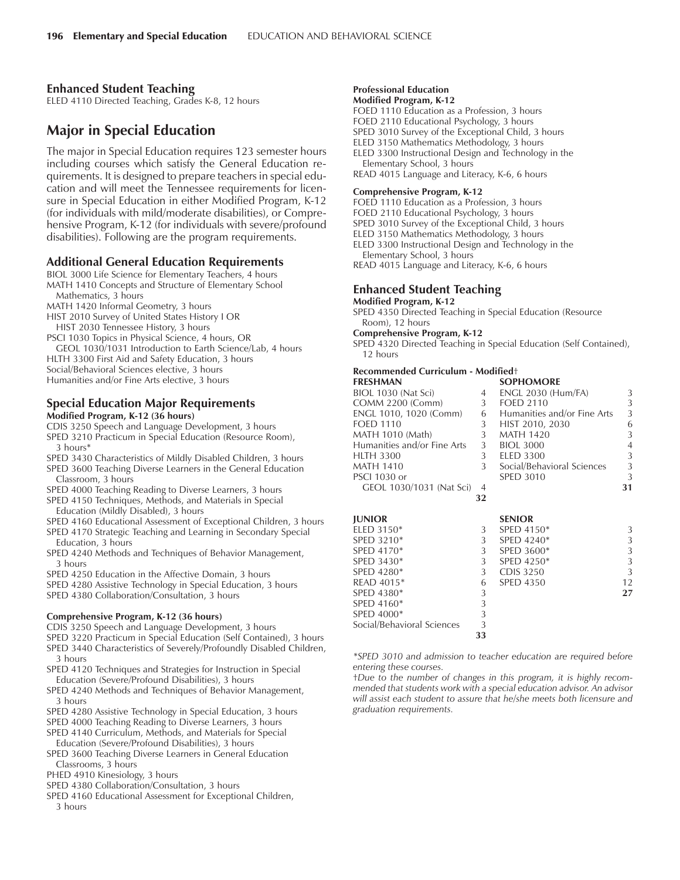### Enhanced Student Teaching

ELED 4110 Directed Teaching, Grades K-8, 12 hours

## Major in Special Education

The major in Special Education requires 123 semester hours including courses which satisfy the General Education requirements. It is designed to prepare teachers in special education and will meet the Tennessee requirements for licensure in Special Education in either Modified Program, K-12 (for individuals with mild/moderate disabilities), or Comprehensive Program, K-12 (for individuals with severe/profound disabilities). Following are the program requirements.

### Additional General Education Requirements

BIOL 3000 Life Science for Elementary Teachers, 4 hours
MATH 1410 Concepts and Structure of Elementary School Mathematics, 3 hours
MATH 1420 Informal Geometry, 3 hours
HIST 2010 Survey of United States History I OR HIST 2030 Tennessee History, 3 hours
PSCI 1030 Topics in Physical Science, 4 hours, OR GEOL 1030/1031 Introduction to Earth Science/Lab, 4 hours
HLTH 3300 First Aid and Safety Education, 3 hours
Social/Behavioral Sciences elective, 3 hours
Humanities and/or Fine Arts elective, 3 hours

### Special Education Major Requirements

**Modified Program, K-12 (36 hours)**

CDIS 3250 Speech and Language Development, 3 hours
SPED 3210 Practicum in Special Education (Resource Room), 3 hours*
SPED 3430 Characteristics of Mildly Disabled Children, 3 hours
SPED 3600 Teaching Diverse Learners in the General Education Classroom, 3 hours
SPED 4000 Teaching Reading to Diverse Learners, 3 hours
SPED 4150 Techniques, Methods, and Materials in Special Education (Mildly Disabled), 3 hours
SPED 4160 Educational Assessment of Exceptional Children, 3 hours
SPED 4170 Strategic Teaching and Learning in Secondary Special Education, 3 hours
SPED 4240 Methods and Techniques of Behavior Management, 3 hours
SPED 4250 Education in the Affective Domain, 3 hours
SPED 4280 Assistive Technology in Special Education, 3 hours
SPED 4380 Collaboration/Consultation, 3 hours

**Comprehensive Program, K-12 (36 hours)**

CDIS 3250 Speech and Language Development, 3 hours
SPED 3220 Practicum in Special Education (Self Contained), 3 hours
SPED 3440 Characteristics of Severely/Profoundly Disabled Children, 3 hours
SPED 4120 Techniques and Strategies for Instruction in Special Education (Severe/Profound Disabilities), 3 hours
SPED 4240 Methods and Techniques of Behavior Management, 3 hours
SPED 4280 Assistive Technology in Special Education, 3 hours
SPED 4000 Teaching Reading to Diverse Learners, 3 hours
SPED 4140 Curriculum, Methods, and Materials for Special Education (Severe/Profound Disabilities), 3 hours
SPED 3600 Teaching Diverse Learners in General Education Classrooms, 3 hours
PHED 4910 Kinesiology, 3 hours
SPED 4380 Collaboration/Consultation, 3 hours
SPED 4160 Educational Assessment for Exceptional Children, 3 hours

**Professional Education**

**Modified Program, K-12**

FOED 1110 Education as a Profession, 3 hours
FOED 2110 Educational Psychology, 3 hours
SPED 3010 Survey of the Exceptional Child, 3 hours
ELED 3150 Mathematics Methodology, 3 hours
ELED 3300 Instructional Design and Technology in the Elementary School, 3 hours
READ 4015 Language and Literacy, K-6, 6 hours

**Comprehensive Program, K-12**

FOED 1110 Education as a Profession, 3 hours
FOED 2110 Educational Psychology, 3 hours
SPED 3010 Survey of the Exceptional Child, 3 hours
ELED 3150 Mathematics Methodology, 3 hours
ELED 3300 Instructional Design and Technology in the Elementary School, 3 hours
READ 4015 Language and Literacy, K-6, 6 hours

### Enhanced Student Teaching

**Modified Program, K-12**

SPED 4350 Directed Teaching in Special Education (Resource Room), 12 hours

**Comprehensive Program, K-12**

SPED 4320 Directed Teaching in Special Education (Self Contained), 12 hours

**Recommended Curriculum - Modified†**

| FRESHMAN | | SOPHOMORE | |
|---|---|---|---|
| BIOL 1030 (Nat Sci) | 4 | ENGL 2030 (Hum/FA) | 3 |
| COMM 2200 (Comm) | 3 | FOED 2110 | 3 |
| ENGL 1010, 1020 (Comm) | 6 | Humanities and/or Fine Arts | 3 |
| FOED 1110 | 3 | HIST 2010, 2030 | 6 |
| MATH 1010 (Math) | 3 | MATH 1420 | 3 |
| Humanities and/or Fine Arts | 3 | BIOL 3000 | 4 |
| HLTH 3300 | 3 | ELED 3300 | 3 |
| MATH 1410 | 3 | Social/Behavioral Sciences | 3 |
| PSCI 1030 or GEOL 1030/1031 (Nat Sci) | 4 | SPED 3010 | 3 |
| | **32** | | **31** |

| JUNIOR | | SENIOR | |
|---|---|---|---|
| ELED 3150* | 3 | SPED 4150* | 3 |
| SPED 3210* | 3 | SPED 4240* | 3 |
| SPED 4170* | 3 | SPED 3600* | 3 |
| SPED 3430* | 3 | SPED 4250* | 3 |
| SPED 4280* | 3 | CDIS 3250 | 3 |
| READ 4015* | 6 | SPED 4350 | 12 |
| SPED 4380* | 3 | | **27** |
| SPED 4160* | 3 | | |
| SPED 4000* | 3 | | |
| Social/Behavioral Sciences | 3 | | |
| | **33** | | |

*\*SPED 3010 and admission to teacher education are required before entering these courses.*

*†Due to the number of changes in this program, it is highly recommended that students work with a special education advisor. An advisor will assist each student to assure that he/she meets both licensure and graduation requirements.*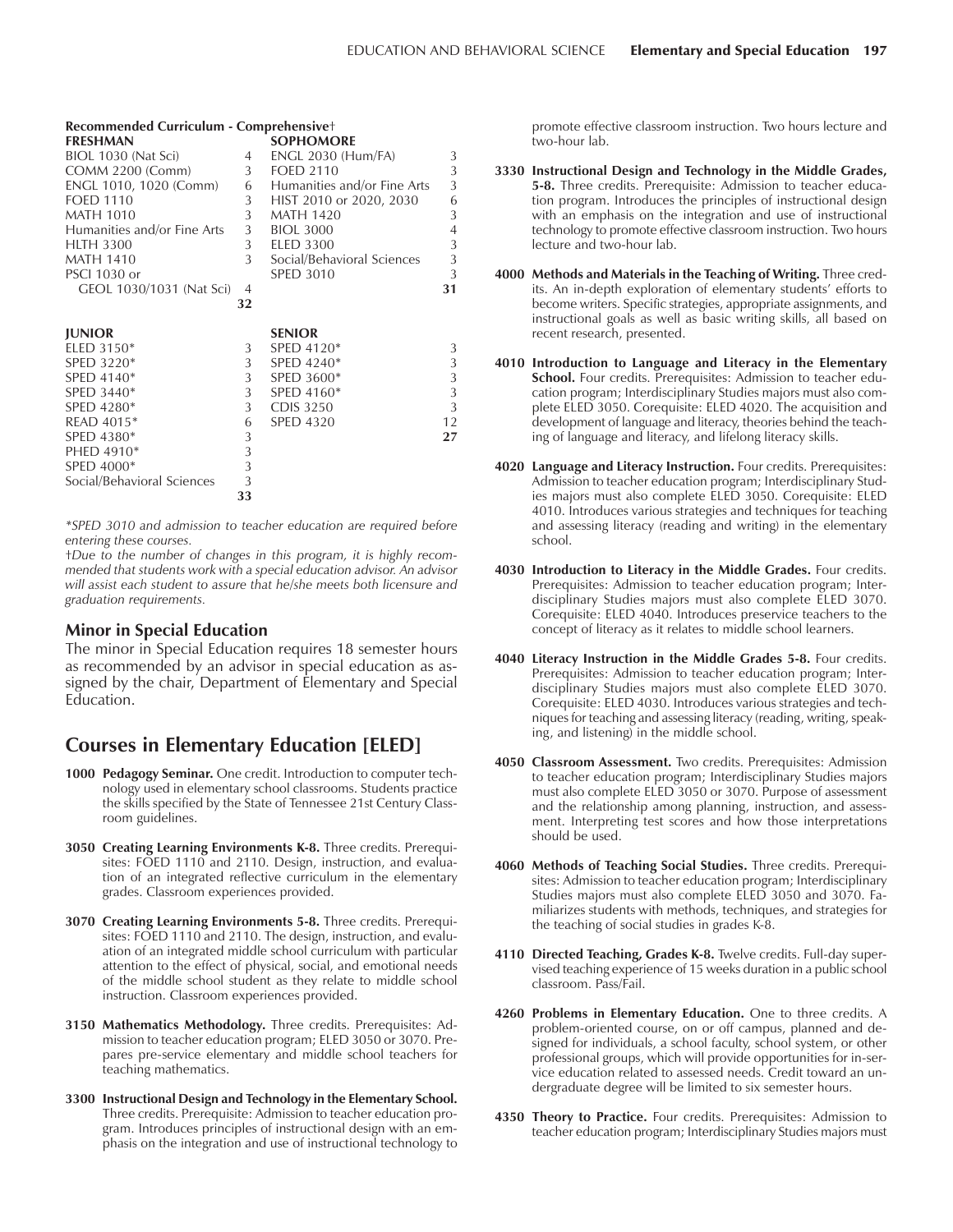**Recommended Curriculum - Comprehensive†**

| FRESHMAN | | SOPHOMORE | |
|---|---|---|---|
| BIOL 1030 (Nat Sci) | 4 | ENGL 2030 (Hum/FA) | 3 |
| COMM 2200 (Comm) | 3 | FOED 2110 | 3 |
| ENGL 1010, 1020 (Comm) | 6 | Humanities and/or Fine Arts | 3 |
| FOED 1110 | 3 | HIST 2010 or 2020, 2030 | 6 |
| MATH 1010 | 3 | MATH 1420 | 3 |
| Humanities and/or Fine Arts | 3 | BIOL 3000 | 4 |
| HLTH 3300 | 3 | ELED 3300 | 3 |
| MATH 1410 | 3 | Social/Behavioral Sciences | 3 |
| PSCI 1030 or GEOL 1030/1031 (Nat Sci) | 4 | SPED 3010 | 3 |
| | **32** | | **31** |

| JUNIOR | | SENIOR | |
|---|---|---|---|
| ELED 3150* | 3 | SPED 4120* | 3 |
| SPED 3220* | 3 | SPED 4240* | 3 |
| SPED 4140* | 3 | SPED 3600* | 3 |
| SPED 3440* | 3 | SPED 4160* | 3 |
| SPED 4280* | 3 | CDIS 3250 | 3 |
| READ 4015* | 6 | SPED 4320 | 12 |
| SPED 4380* | 3 | | **27** |
| PHED 4910* | 3 | | |
| SPED 4000* | 3 | | |
| Social/Behavioral Sciences | 3 | | |
| | **33** | | |

*\*SPED 3010 and admission to teacher education are required before entering these courses.*

*†Due to the number of changes in this program, it is highly recommended that students work with a special education advisor. An advisor will assist each student to assure that he/she meets both licensure and graduation requirements.*

### Minor in Special Education

The minor in Special Education requires 18 semester hours as recommended by an advisor in special education as assigned by the chair, Department of Elementary and Special Education.

## Courses in Elementary Education [ELED]

**1000 Pedagogy Seminar.** One credit. Introduction to computer technology used in elementary school classrooms. Students practice the skills specified by the State of Tennessee 21st Century Classroom guidelines.

**3050 Creating Learning Environments K-8.** Three credits. Prerequisites: FOED 1110 and 2110. Design, instruction, and evaluation of an integrated reflective curriculum in the elementary grades. Classroom experiences provided.

**3070 Creating Learning Environments 5-8.** Three credits. Prerequisites: FOED 1110 and 2110. The design, instruction, and evaluation of an integrated middle school curriculum with particular attention to the effect of physical, social, and emotional needs of the middle school student as they relate to middle school instruction. Classroom experiences provided.

**3150 Mathematics Methodology.** Three credits. Prerequisites: Admission to teacher education program; ELED 3050 or 3070. Prepares pre-service elementary and middle school teachers for teaching mathematics.

**3300 Instructional Design and Technology in the Elementary School.** Three credits. Prerequisite: Admission to teacher education program. Introduces principles of instructional design with an emphasis on the integration and use of instructional technology to promote effective classroom instruction. Two hours lecture and two-hour lab.

**3330 Instructional Design and Technology in the Middle Grades, 5-8.** Three credits. Prerequisite: Admission to teacher education program. Introduces the principles of instructional design with an emphasis on the integration and use of instructional technology to promote effective classroom instruction. Two hours lecture and two-hour lab.

**4000 Methods and Materials in the Teaching of Writing.** Three credits. An in-depth exploration of elementary students' efforts to become writers. Specific strategies, appropriate assignments, and instructional goals as well as basic writing skills, all based on recent research, presented.

**4010 Introduction to Language and Literacy in the Elementary School.** Four credits. Prerequisites: Admission to teacher education program; Interdisciplinary Studies majors must also complete ELED 3050. Corequisite: ELED 4020. The acquisition and development of language and literacy, theories behind the teaching of language and literacy, and lifelong literacy skills.

**4020 Language and Literacy Instruction.** Four credits. Prerequisites: Admission to teacher education program; Interdisciplinary Studies majors must also complete ELED 3050. Corequisite: ELED 4010. Introduces various strategies and techniques for teaching and assessing literacy (reading and writing) in the elementary school.

**4030 Introduction to Literacy in the Middle Grades.** Four credits. Prerequisites: Admission to teacher education program; Interdisciplinary Studies majors must also complete ELED 3070. Corequisite: ELED 4040. Introduces preservice teachers to the concept of literacy as it relates to middle school learners.

**4040 Literacy Instruction in the Middle Grades 5-8.** Four credits. Prerequisites: Admission to teacher education program; Interdisciplinary Studies majors must also complete ELED 3070. Corequisite: ELED 4030. Introduces various strategies and techniques for teaching and assessing literacy (reading, writing, speaking, and listening) in the middle school.

**4050 Classroom Assessment.** Two credits. Prerequisites: Admission to teacher education program; Interdisciplinary Studies majors must also complete ELED 3050 or 3070. Purpose of assessment and the relationship among planning, instruction, and assessment. Interpreting test scores and how those interpretations should be used.

**4060 Methods of Teaching Social Studies.** Three credits. Prerequisites: Admission to teacher education program; Interdisciplinary Studies majors must also complete ELED 3050 and 3070. Familiarizes students with methods, techniques, and strategies for the teaching of social studies in grades K-8.

**4110 Directed Teaching, Grades K-8.** Twelve credits. Full-day supervised teaching experience of 15 weeks duration in a public school classroom. Pass/Fail.

**4260 Problems in Elementary Education.** One to three credits. A problem-oriented course, on or off campus, planned and designed for individuals, a school faculty, school system, or other professional groups, which will provide opportunities for in-service education related to assessed needs. Credit toward an undergraduate degree will be limited to six semester hours.

**4350 Theory to Practice.** Four credits. Prerequisites: Admission to teacher education program; Interdisciplinary Studies majors must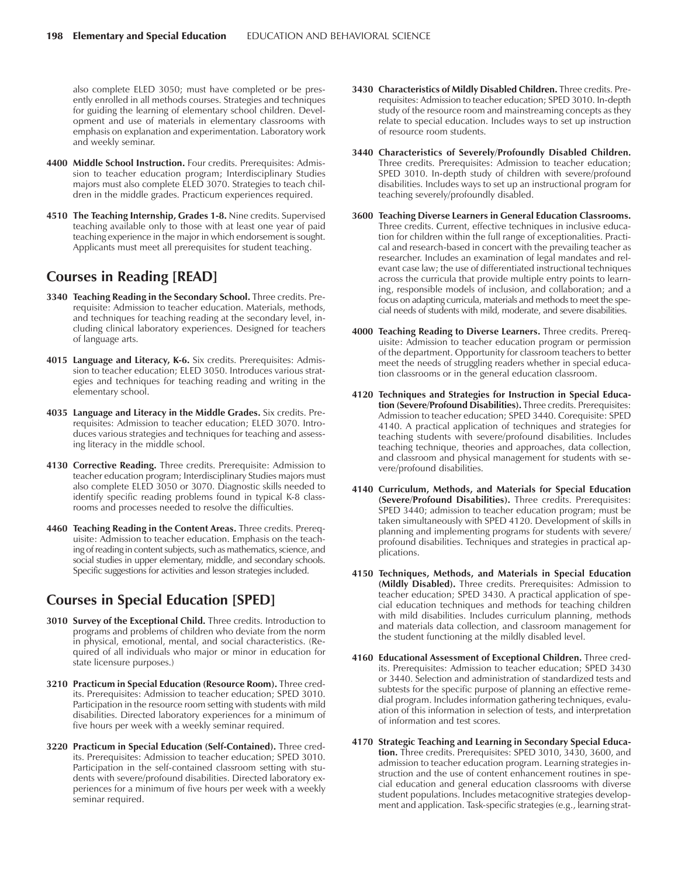also complete ELED 3050; must have completed or be presently enrolled in all methods courses. Strategies and techniques for guiding the learning of elementary school children. Development and use of materials in elementary classrooms with emphasis on explanation and experimentation. Laboratory work and weekly seminar.

**4400 Middle School Instruction.** Four credits. Prerequisites: Admission to teacher education program; Interdisciplinary Studies majors must also complete ELED 3070. Strategies to teach children in the middle grades. Practicum experiences required.

**4510 The Teaching Internship, Grades 1-8.** Nine credits. Supervised teaching available only to those with at least one year of paid teaching experience in the major in which endorsement is sought. Applicants must meet all prerequisites for student teaching.

## Courses in Reading [READ]

**3340 Teaching Reading in the Secondary School.** Three credits. Prerequisite: Admission to teacher education. Materials, methods, and techniques for teaching reading at the secondary level, including clinical laboratory experiences. Designed for teachers of language arts.

**4015 Language and Literacy, K-6.** Six credits. Prerequisites: Admission to teacher education; ELED 3050. Introduces various strategies and techniques for teaching reading and writing in the elementary school.

**4035 Language and Literacy in the Middle Grades.** Six credits. Prerequisites: Admission to teacher education; ELED 3070. Introduces various strategies and techniques for teaching and assessing literacy in the middle school.

**4130 Corrective Reading.** Three credits. Prerequisite: Admission to teacher education program; Interdisciplinary Studies majors must also complete ELED 3050 or 3070. Diagnostic skills needed to identify specific reading problems found in typical K-8 classrooms and processes needed to resolve the difficulties.

**4460 Teaching Reading in the Content Areas.** Three credits. Prerequisite: Admission to teacher education. Emphasis on the teaching of reading in content subjects, such as mathematics, science, and social studies in upper elementary, middle, and secondary schools. Specific suggestions for activities and lesson strategies included.

## Courses in Special Education [SPED]

**3010 Survey of the Exceptional Child.** Three credits. Introduction to programs and problems of children who deviate from the norm in physical, emotional, mental, and social characteristics. (Required of all individuals who major or minor in education for state licensure purposes.)

**3210 Practicum in Special Education (Resource Room).** Three credits. Prerequisites: Admission to teacher education; SPED 3010. Participation in the resource room setting with students with mild disabilities. Directed laboratory experiences for a minimum of five hours per week with a weekly seminar required.

**3220 Practicum in Special Education (Self-Contained).** Three credits. Prerequisites: Admission to teacher education; SPED 3010. Participation in the self-contained classroom setting with students with severe/profound disabilities. Directed laboratory experiences for a minimum of five hours per week with a weekly seminar required.

**3430 Characteristics of Mildly Disabled Children.** Three credits. Prerequisites: Admission to teacher education; SPED 3010. In-depth study of the resource room and mainstreaming concepts as they relate to special education. Includes ways to set up instruction of resource room students.

**3440 Characteristics of Severely/Profoundly Disabled Children.** Three credits. Prerequisites: Admission to teacher education; SPED 3010. In-depth study of children with severe/profound disabilities. Includes ways to set up an instructional program for teaching severely/profoundly disabled.

**3600 Teaching Diverse Learners in General Education Classrooms.** Three credits. Current, effective techniques in inclusive education for children within the full range of exceptionalities. Practical and research-based in concert with the prevailing teacher as researcher. Includes an examination of legal mandates and relevant case law; the use of differentiated instructional techniques across the curricula that provide multiple entry points to learning, responsible models of inclusion, and collaboration; and a focus on adapting curricula, materials and methods to meet the special needs of students with mild, moderate, and severe disabilities.

**4000 Teaching Reading to Diverse Learners.** Three credits. Prerequisite: Admission to teacher education program or permission of the department. Opportunity for classroom teachers to better meet the needs of struggling readers whether in special education classrooms or in the general education classroom.

**4120 Techniques and Strategies for Instruction in Special Education (Severe/Profound Disabilities).** Three credits. Prerequisites: Admission to teacher education; SPED 3440. Corequisite: SPED 4140. A practical application of techniques and strategies for teaching students with severe/profound disabilities. Includes teaching technique, theories and approaches, data collection, and classroom and physical management for students with severe/profound disabilities.

**4140 Curriculum, Methods, and Materials for Special Education (Severe/Profound Disabilities).** Three credits. Prerequisites: SPED 3440; admission to teacher education program; must be taken simultaneously with SPED 4120. Development of skills in planning and implementing programs for students with severe/profound disabilities. Techniques and strategies in practical applications.

**4150 Techniques, Methods, and Materials in Special Education (Mildly Disabled).** Three credits. Prerequisites: Admission to teacher education; SPED 3430. A practical application of special education techniques and methods for teaching children with mild disabilities. Includes curriculum planning, methods and materials data collection, and classroom management for the student functioning at the mildly disabled level.

**4160 Educational Assessment of Exceptional Children.** Three credits. Prerequisites: Admission to teacher education; SPED 3430 or 3440. Selection and administration of standardized tests and subtests for the specific purpose of planning an effective remedial program. Includes information gathering techniques, evaluation of this information in selection of tests, and interpretation of information and test scores.

**4170 Strategic Teaching and Learning in Secondary Special Education.** Three credits. Prerequisites: SPED 3010, 3430, 3600, and admission to teacher education program. Learning strategies instruction and the use of content enhancement routines in special education and general education classrooms with diverse student populations. Includes metacognitive strategies development and application. Task-specific strategies (e.g., learning strat-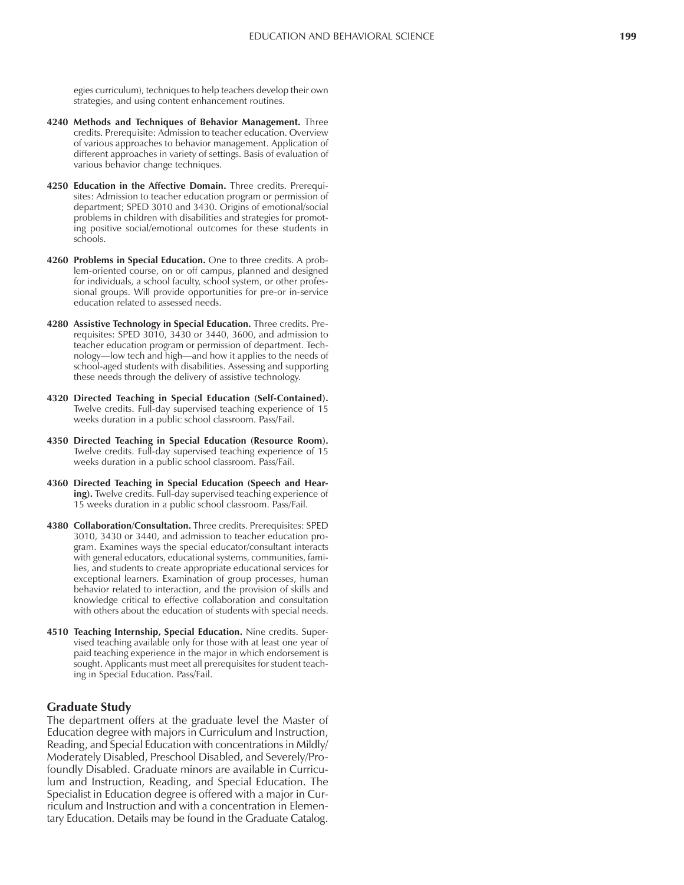egies curriculum), techniques to help teachers develop their own strategies, and using content enhancement routines.

**4240 Methods and Techniques of Behavior Management.** Three credits. Prerequisite: Admission to teacher education. Overview of various approaches to behavior management. Application of different approaches in variety of settings. Basis of evaluation of various behavior change techniques.

**4250 Education in the Affective Domain.** Three credits. Prerequisites: Admission to teacher education program or permission of department; SPED 3010 and 3430. Origins of emotional/social problems in children with disabilities and strategies for promoting positive social/emotional outcomes for these students in schools.

**4260 Problems in Special Education.** One to three credits. A problem-oriented course, on or off campus, planned and designed for individuals, a school faculty, school system, or other professional groups. Will provide opportunities for pre-or in-service education related to assessed needs.

**4280 Assistive Technology in Special Education.** Three credits. Prerequisites: SPED 3010, 3430 or 3440, 3600, and admission to teacher education program or permission of department. Technology—low tech and high—and how it applies to the needs of school-aged students with disabilities. Assessing and supporting these needs through the delivery of assistive technology.

**4320 Directed Teaching in Special Education (Self-Contained).** Twelve credits. Full-day supervised teaching experience of 15 weeks duration in a public school classroom. Pass/Fail.

**4350 Directed Teaching in Special Education (Resource Room).** Twelve credits. Full-day supervised teaching experience of 15 weeks duration in a public school classroom. Pass/Fail.

**4360 Directed Teaching in Special Education (Speech and Hearing).** Twelve credits. Full-day supervised teaching experience of 15 weeks duration in a public school classroom. Pass/Fail.

**4380 Collaboration/Consultation.** Three credits. Prerequisites: SPED 3010, 3430 or 3440, and admission to teacher education program. Examines ways the special educator/consultant interacts with general educators, educational systems, communities, families, and students to create appropriate educational services for exceptional learners. Examination of group processes, human behavior related to interaction, and the provision of skills and knowledge critical to effective collaboration and consultation with others about the education of students with special needs.

**4510 Teaching Internship, Special Education.** Nine credits. Supervised teaching available only for those with at least one year of paid teaching experience in the major in which endorsement is sought. Applicants must meet all prerequisites for student teaching in Special Education. Pass/Fail.

## Graduate Study

The department offers at the graduate level the Master of Education degree with majors in Curriculum and Instruction, Reading, and Special Education with concentrations in Mildly/Moderately Disabled, Preschool Disabled, and Severely/Profoundly Disabled. Graduate minors are available in Curriculum and Instruction, Reading, and Special Education. The Specialist in Education degree is offered with a major in Curriculum and Instruction and with a concentration in Elementary Education. Details may be found in the Graduate Catalog.